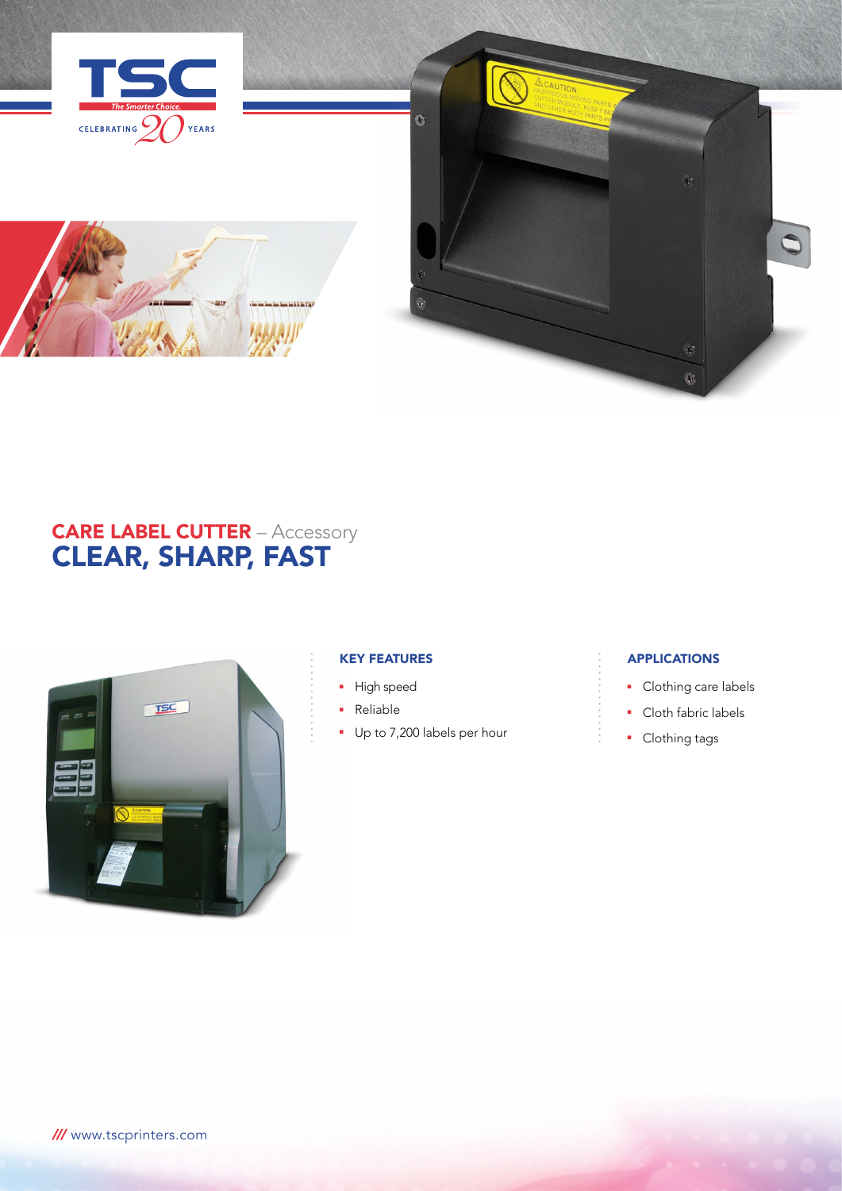# CARE LABEL CUTTER – Accessory

## CLEAR, SHARP, FAST

### KEY FEATURES

- High speed
- Reliable
- Up to 7,200 labels per hour

### APPLICATIONS

- Clothing care labels
- Cloth fabric labels
- Clothing tags

/// www.tscprinters.com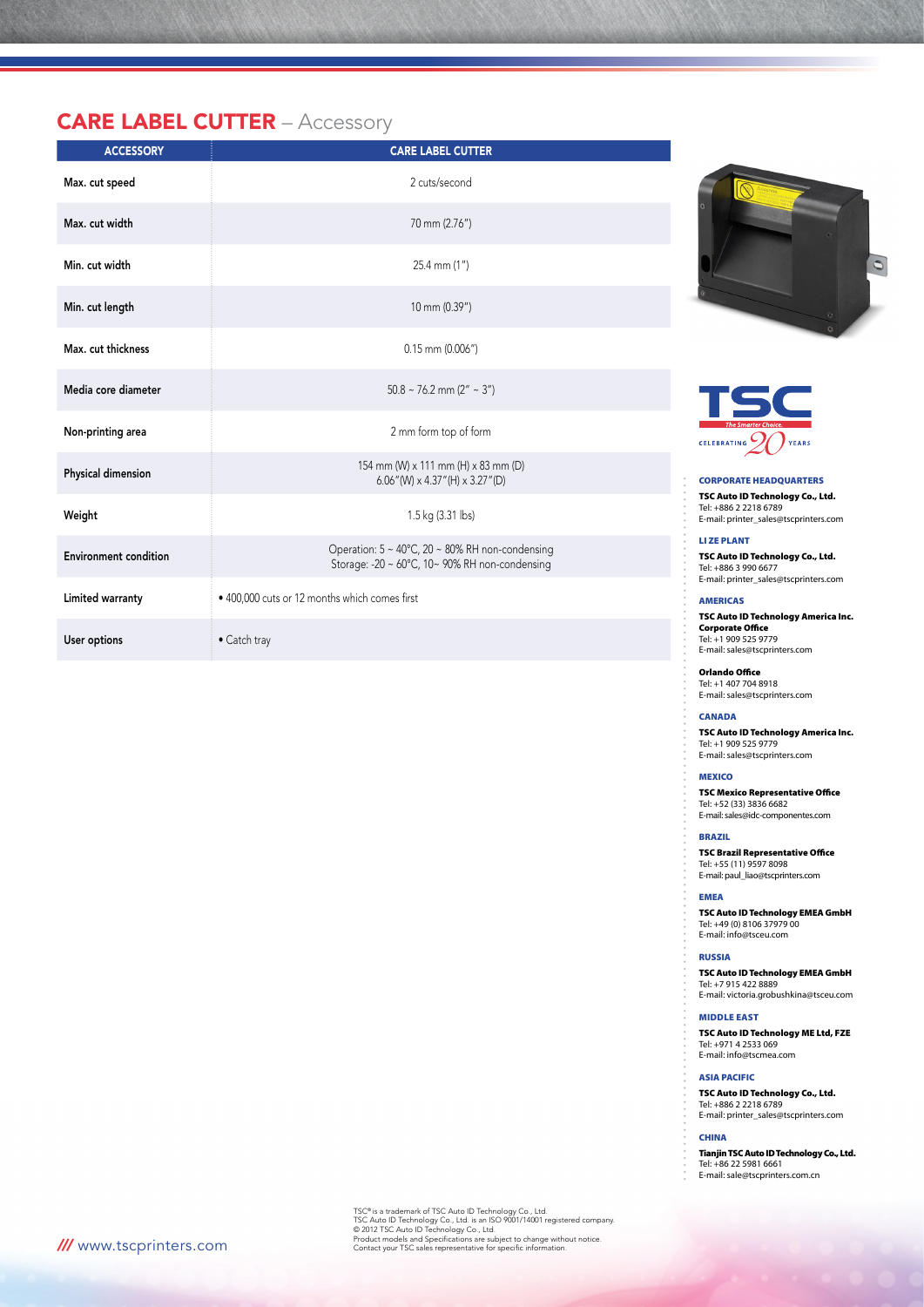# CARE LABEL CUTTER – Accessory

| ACCESSORY | CARE LABEL CUTTER |
|---|---|
| Max. cut speed | 2 cuts/second |
| Max. cut width | 70 mm (2.76") |
| Min. cut width | 25.4 mm (1") |
| Min. cut length | 10 mm (0.39") |
| Max. cut thickness | 0.15 mm (0.006") |
| Media core diameter | 50.8 ~ 76.2 mm (2" ~ 3") |
| Non-printing area | 2 mm form top of form |
| Physical dimension | 154 mm (W) x 111 mm (H) x 83 mm (D) 6.06"(W) x 4.37"(H) x 3.27"(D) |
| Weight | 1.5 kg (3.31 lbs) |
| Environment condition | Operation: 5 ~ 40°C, 20 ~ 80% RH non-condensing Storage: -20 ~ 60°C, 10~ 90% RH non-condensing |
| Limited warranty | • 400,000 cuts or 12 months which comes first |
| User options | • Catch tray |

TSC *The Smarter Choice* CELEBRATING 20 YEARS

**CORPORATE HEADQUARTERS**

**TSC Auto ID Technology Co., Ltd.**
Tel: +886 2 2218 6789
E-mail: printer_sales@tscprinters.com

**LI ZE PLANT**

**TSC Auto ID Technology Co., Ltd.**
Tel: +886 3 990 6677
E-mail: printer_sales@tscprinters.com

**AMERICAS**

**TSC Auto ID Technology America Inc.**
**Corporate Office**
Tel: +1 909 525 9779
E-mail: sales@tscprinters.com

**Orlando Office**
Tel: +1 407 704 8918
E-mail: sales@tscprinters.com

**CANADA**

**TSC Auto ID Technology America Inc.**
Tel: +1 909 525 9779
E-mail: sales@tscprinters.com

**MEXICO**

**TSC Mexico Representative Office**
Tel: +52 (33) 3836 6682
E-mail: sales@idc-componentes.com

**BRAZIL**

**TSC Brazil Representative Office**
Tel: +55 (11) 9597 8098
E-mail: paul_liao@tscprinters.com

**EMEA**

**TSC Auto ID Technology EMEA GmbH**
Tel: +49 (0) 8106 37979 00
E-mail: info@tsceu.com

**RUSSIA**

**TSC Auto ID Technology EMEA GmbH**
Tel: +7 915 422 8889
E-mail: victoria.grobushkina@tsceu.com

**MIDDLE EAST**

**TSC Auto ID Technology ME Ltd, FZE**
Tel: +971 4 2533 069
E-mail: info@tscmea.com

**ASIA PACIFIC**

**TSC Auto ID Technology Co., Ltd.**
Tel: +886 2 2218 6789
E-mail: printer_sales@tscprinters.com

**CHINA**

**Tianjin TSC Auto ID Technology Co., Ltd.**
Tel: +86 22 5981 6661
E-mail: sale@tscprinters.com.cn

/// www.tscprinters.com

TSC® is a trademark of TSC Auto ID Technology Co., Ltd.
TSC Auto ID Technology Co., Ltd. is an ISO 9001/14001 registered company.
© 2012 TSC Auto ID Technology Co., Ltd.
Product models and Specifications are subject to change without notice.
Contact your TSC sales representative for specific information.